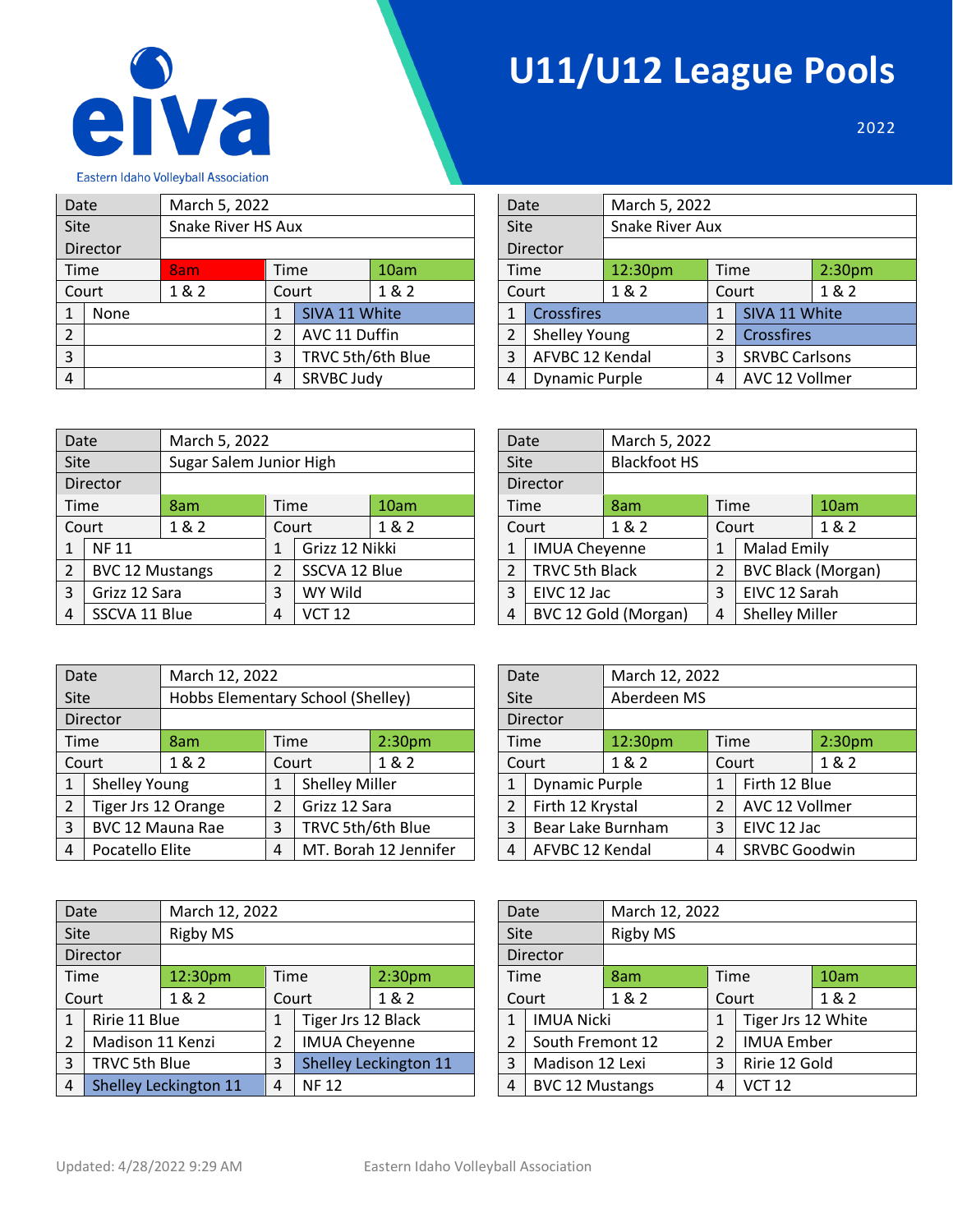eiva

Eastern Idaho Volleyball Association

# U11/U12 League Pools

2022

| Date | March 5, 2022 | | |
|---|---|---|---|
| Site | Snake River HS Aux | | |
| Director | | | |
| Time | 8am | Time | 10am |
| Court | 1 & 2 | Court | 1 & 2 |
| 1 | None | 1 | SIVA 11 White |
| 2 | | 2 | AVC 11 Duffin |
| 3 | | 3 | TRVC 5th/6th Blue |
| 4 | | 4 | SRVBC Judy |

| Date | March 5, 2022 | | |
|---|---|---|---|
| Site | Snake River Aux | | |
| Director | | | |
| Time | 12:30pm | Time | 2:30pm |
| Court | 1 & 2 | Court | 1 & 2 |
| 1 | Crossfires | 1 | SIVA 11 White |
| 2 | Shelley Young | 2 | Crossfires |
| 3 | AFVBC 12 Kendal | 3 | SRVBC Carlsons |
| 4 | Dynamic Purple | 4 | AVC 12 Vollmer |

| Date | March 5, 2022 | | |
|---|---|---|---|
| Site | Sugar Salem Junior High | | |
| Director | | | |
| Time | 8am | Time | 10am |
| Court | 1 & 2 | Court | 1 & 2 |
| 1 | NF 11 | 1 | Grizz 12 Nikki |
| 2 | BVC 12 Mustangs | 2 | SSCVA 12 Blue |
| 3 | Grizz 12 Sara | 3 | WY Wild |
| 4 | SSCVA 11 Blue | 4 | VCT 12 |

| Date | March 5, 2022 | | |
|---|---|---|---|
| Site | Blackfoot HS | | |
| Director | | | |
| Time | 8am | Time | 10am |
| Court | 1 & 2 | Court | 1 & 2 |
| 1 | IMUA Cheyenne | 1 | Malad Emily |
| 2 | TRVC 5th Black | 2 | BVC Black (Morgan) |
| 3 | EIVC 12 Jac | 3 | EIVC 12 Sarah |
| 4 | BVC 12 Gold (Morgan) | 4 | Shelley Miller |

| Date | March 12, 2022 | | |
|---|---|---|---|
| Site | Hobbs Elementary School (Shelley) | | |
| Director | | | |
| Time | 8am | Time | 2:30pm |
| Court | 1 & 2 | Court | 1 & 2 |
| 1 | Shelley Young | 1 | Shelley Miller |
| 2 | Tiger Jrs 12 Orange | 2 | Grizz 12 Sara |
| 3 | BVC 12 Mauna Rae | 3 | TRVC 5th/6th Blue |
| 4 | Pocatello Elite | 4 | MT. Borah 12 Jennifer |

| Date | March 12, 2022 | | |
|---|---|---|---|
| Site | Aberdeen MS | | |
| Director | | | |
| Time | 12:30pm | Time | 2:30pm |
| Court | 1 & 2 | Court | 1 & 2 |
| 1 | Dynamic Purple | 1 | Firth 12 Blue |
| 2 | Firth 12 Krystal | 2 | AVC 12 Vollmer |
| 3 | Bear Lake Burnham | 3 | EIVC 12 Jac |
| 4 | AFVBC 12 Kendal | 4 | SRVBC Goodwin |

| Date | March 12, 2022 | | |
|---|---|---|---|
| Site | Rigby MS | | |
| Director | | | |
| Time | 12:30pm | Time | 2:30pm |
| Court | 1 & 2 | Court | 1 & 2 |
| 1 | Ririe 11 Blue | 1 | Tiger Jrs 12 Black |
| 2 | Madison 11 Kenzi | 2 | IMUA Cheyenne |
| 3 | TRVC 5th Blue | 3 | Shelley Leckington 11 |
| 4 | Shelley Leckington 11 | 4 | NF 12 |

| Date | March 12, 2022 | | |
|---|---|---|---|
| Site | Rigby MS | | |
| Director | | | |
| Time | 8am | Time | 10am |
| Court | 1 & 2 | Court | 1 & 2 |
| 1 | IMUA Nicki | 1 | Tiger Jrs 12 White |
| 2 | South Fremont 12 | 2 | IMUA Ember |
| 3 | Madison 12 Lexi | 3 | Ririe 12 Gold |
| 4 | BVC 12 Mustangs | 4 | VCT 12 |

Updated: 4/28/2022 9:29 AM Eastern Idaho Volleyball Association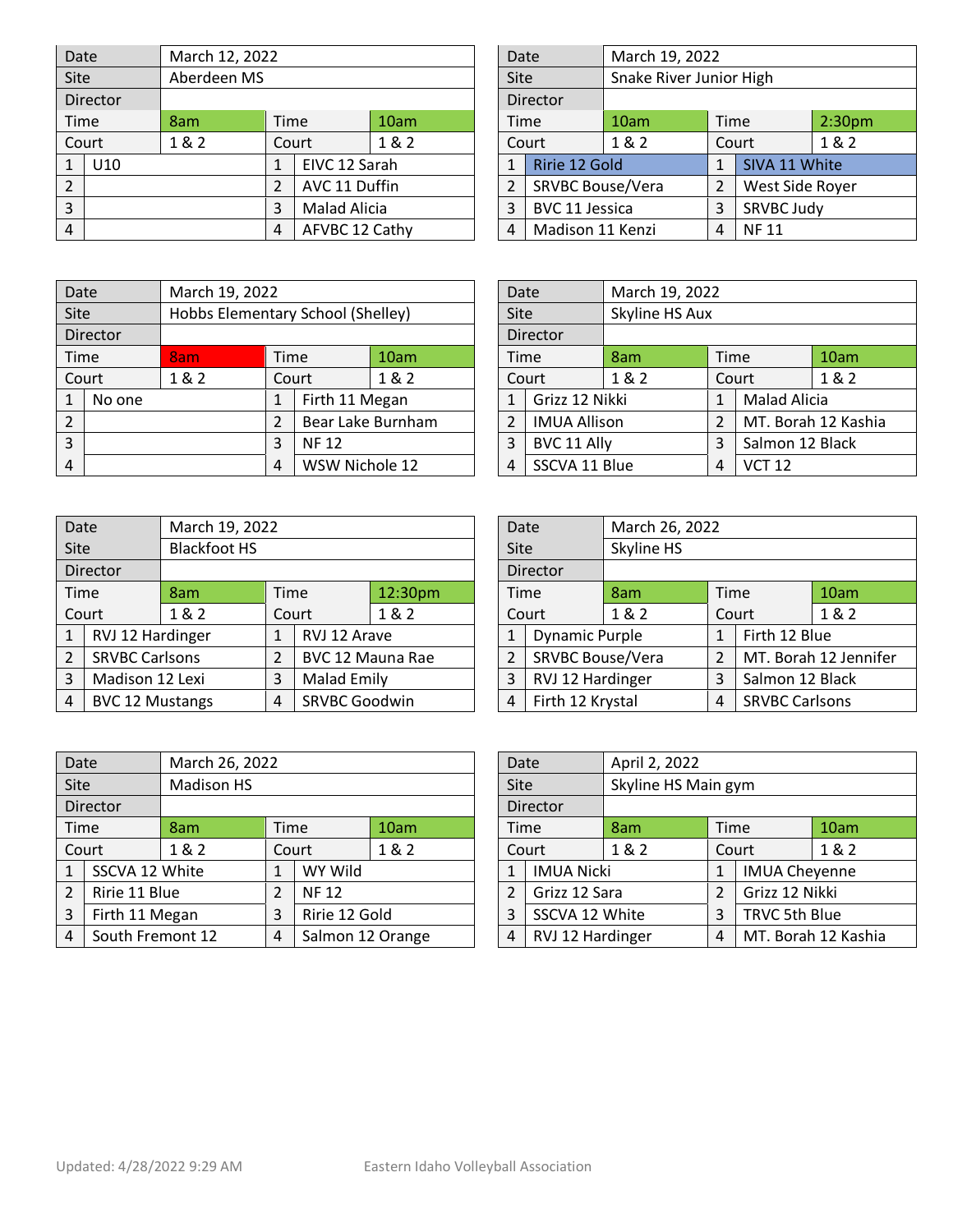| Date | March 12, 2022 | | |
|---|---|---|---|
| Site | Aberdeen MS | | |
| Director | | | |
| Time | 8am | Time | 10am |
| Court | 1 & 2 | Court | 1 & 2 |
| 1 | U10 | 1 | EIVC 12 Sarah |
| 2 | | 2 | AVC 11 Duffin |
| 3 | | 3 | Malad Alicia |
| 4 | | 4 | AFVBC 12 Cathy |

| Date | March 19, 2022 | | |
|---|---|---|---|
| Site | Snake River Junior High | | |
| Director | | | |
| Time | 10am | Time | 2:30pm |
| Court | 1 & 2 | Court | 1 & 2 |
| 1 | Ririe 12 Gold | 1 | SIVA 11 White |
| 2 | SRVBC Bouse/Vera | 2 | West Side Royer |
| 3 | BVC 11 Jessica | 3 | SRVBC Judy |
| 4 | Madison 11 Kenzi | 4 | NF 11 |

| Date | March 19, 2022 | | |
|---|---|---|---|
| Site | Hobbs Elementary School (Shelley) | | |
| Director | | | |
| Time | 8am | Time | 10am |
| Court | 1 & 2 | Court | 1 & 2 |
| 1 | No one | 1 | Firth 11 Megan |
| 2 | | 2 | Bear Lake Burnham |
| 3 | | 3 | NF 12 |
| 4 | | 4 | WSW Nichole 12 |

| Date | March 19, 2022 | | |
|---|---|---|---|
| Site | Skyline HS Aux | | |
| Director | | | |
| Time | 8am | Time | 10am |
| Court | 1 & 2 | Court | 1 & 2 |
| 1 | Grizz 12 Nikki | 1 | Malad Alicia |
| 2 | IMUA Allison | 2 | MT. Borah 12 Kashia |
| 3 | BVC 11 Ally | 3 | Salmon 12 Black |
| 4 | SSCVA 11 Blue | 4 | VCT 12 |

| Date | March 19, 2022 | | |
|---|---|---|---|
| Site | Blackfoot HS | | |
| Director | | | |
| Time | 8am | Time | 12:30pm |
| Court | 1 & 2 | Court | 1 & 2 |
| 1 | RVJ 12 Hardinger | 1 | RVJ 12 Arave |
| 2 | SRVBC Carlsons | 2 | BVC 12 Mauna Rae |
| 3 | Madison 12 Lexi | 3 | Malad Emily |
| 4 | BVC 12 Mustangs | 4 | SRVBC Goodwin |

| Date | March 26, 2022 | | |
|---|---|---|---|
| Site | Skyline HS | | |
| Director | | | |
| Time | 8am | Time | 10am |
| Court | 1 & 2 | Court | 1 & 2 |
| 1 | Dynamic Purple | 1 | Firth 12 Blue |
| 2 | SRVBC Bouse/Vera | 2 | MT. Borah 12 Jennifer |
| 3 | RVJ 12 Hardinger | 3 | Salmon 12 Black |
| 4 | Firth 12 Krystal | 4 | SRVBC Carlsons |

| Date | March 26, 2022 | | |
|---|---|---|---|
| Site | Madison HS | | |
| Director | | | |
| Time | 8am | Time | 10am |
| Court | 1 & 2 | Court | 1 & 2 |
| 1 | SSCVA 12 White | 1 | WY Wild |
| 2 | Ririe 11 Blue | 2 | NF 12 |
| 3 | Firth 11 Megan | 3 | Ririe 12 Gold |
| 4 | South Fremont 12 | 4 | Salmon 12 Orange |

| Date | April 2, 2022 | | |
|---|---|---|---|
| Site | Skyline HS Main gym | | |
| Director | | | |
| Time | 8am | Time | 10am |
| Court | 1 & 2 | Court | 1 & 2 |
| 1 | IMUA Nicki | 1 | IMUA Cheyenne |
| 2 | Grizz 12 Sara | 2 | Grizz 12 Nikki |
| 3 | SSCVA 12 White | 3 | TRVC 5th Blue |
| 4 | RVJ 12 Hardinger | 4 | MT. Borah 12 Kashia |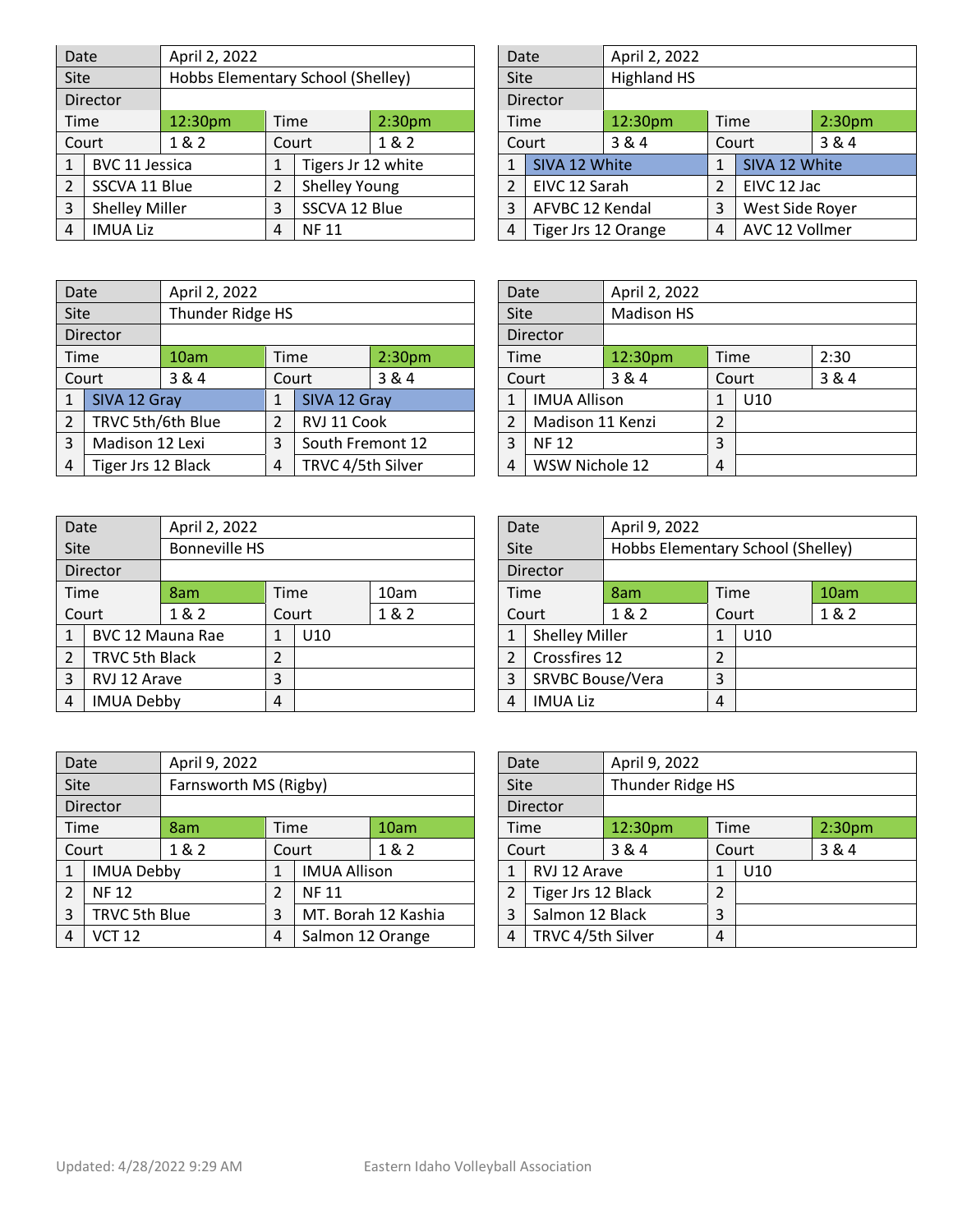| Date | April 2, 2022 | | |
|---|---|---|---|
| Site | Hobbs Elementary School (Shelley) | | |
| Director | | | |
| Time | 12:30pm | Time | 2:30pm |
| Court | 1 & 2 | Court | 1 & 2 |
| 1 | BVC 11 Jessica | 1 | Tigers Jr 12 white |
| 2 | SSCVA 11 Blue | 2 | Shelley Young |
| 3 | Shelley Miller | 3 | SSCVA 12 Blue |
| 4 | IMUA Liz | 4 | NF 11 |

| Date | April 2, 2022 | | |
|---|---|---|---|
| Site | Highland HS | | |
| Director | | | |
| Time | 12:30pm | Time | 2:30pm |
| Court | 3 & 4 | Court | 3 & 4 |
| 1 | SIVA 12 White | 1 | SIVA 12 White |
| 2 | EIVC 12 Sarah | 2 | EIVC 12 Jac |
| 3 | AFVBC 12 Kendal | 3 | West Side Royer |
| 4 | Tiger Jrs 12 Orange | 4 | AVC 12 Vollmer |

| Date | April 2, 2022 | | |
|---|---|---|---|
| Site | Thunder Ridge HS | | |
| Director | | | |
| Time | 10am | Time | 2:30pm |
| Court | 3 & 4 | Court | 3 & 4 |
| 1 | SIVA 12 Gray | 1 | SIVA 12 Gray |
| 2 | TRVC 5th/6th Blue | 2 | RVJ 11 Cook |
| 3 | Madison 12 Lexi | 3 | South Fremont 12 |
| 4 | Tiger Jrs 12 Black | 4 | TRVC 4/5th Silver |

| Date | April 2, 2022 | | |
|---|---|---|---|
| Site | Madison HS | | |
| Director | | | |
| Time | 12:30pm | Time | 2:30 |
| Court | 3 & 4 | Court | 3 & 4 |
| 1 | IMUA Allison | 1 | U10 |
| 2 | Madison 11 Kenzi | 2 | |
| 3 | NF 12 | 3 | |
| 4 | WSW Nichole 12 | 4 | |

| Date | April 2, 2022 | | |
|---|---|---|---|
| Site | Bonneville HS | | |
| Director | | | |
| Time | 8am | Time | 10am |
| Court | 1 & 2 | Court | 1 & 2 |
| 1 | BVC 12 Mauna Rae | 1 | U10 |
| 2 | TRVC 5th Black | 2 | |
| 3 | RVJ 12 Arave | 3 | |
| 4 | IMUA Debby | 4 | |

| Date | April 9, 2022 | | |
|---|---|---|---|
| Site | Hobbs Elementary School (Shelley) | | |
| Director | | | |
| Time | 8am | Time | 10am |
| Court | 1 & 2 | Court | 1 & 2 |
| 1 | Shelley Miller | 1 | U10 |
| 2 | Crossfires 12 | 2 | |
| 3 | SRVBC Bouse/Vera | 3 | |
| 4 | IMUA Liz | 4 | |

| Date | April 9, 2022 | | |
|---|---|---|---|
| Site | Farnsworth MS (Rigby) | | |
| Director | | | |
| Time | 8am | Time | 10am |
| Court | 1 & 2 | Court | 1 & 2 |
| 1 | IMUA Debby | 1 | IMUA Allison |
| 2 | NF 12 | 2 | NF 11 |
| 3 | TRVC 5th Blue | 3 | MT. Borah 12 Kashia |
| 4 | VCT 12 | 4 | Salmon 12 Orange |

| Date | April 9, 2022 | | |
|---|---|---|---|
| Site | Thunder Ridge HS | | |
| Director | | | |
| Time | 12:30pm | Time | 2:30pm |
| Court | 3 & 4 | Court | 3 & 4 |
| 1 | RVJ 12 Arave | 1 | U10 |
| 2 | Tiger Jrs 12 Black | 2 | |
| 3 | Salmon 12 Black | 3 | |
| 4 | TRVC 4/5th Silver | 4 | |

Updated: 4/28/2022 9:29 AM Eastern Idaho Volleyball Association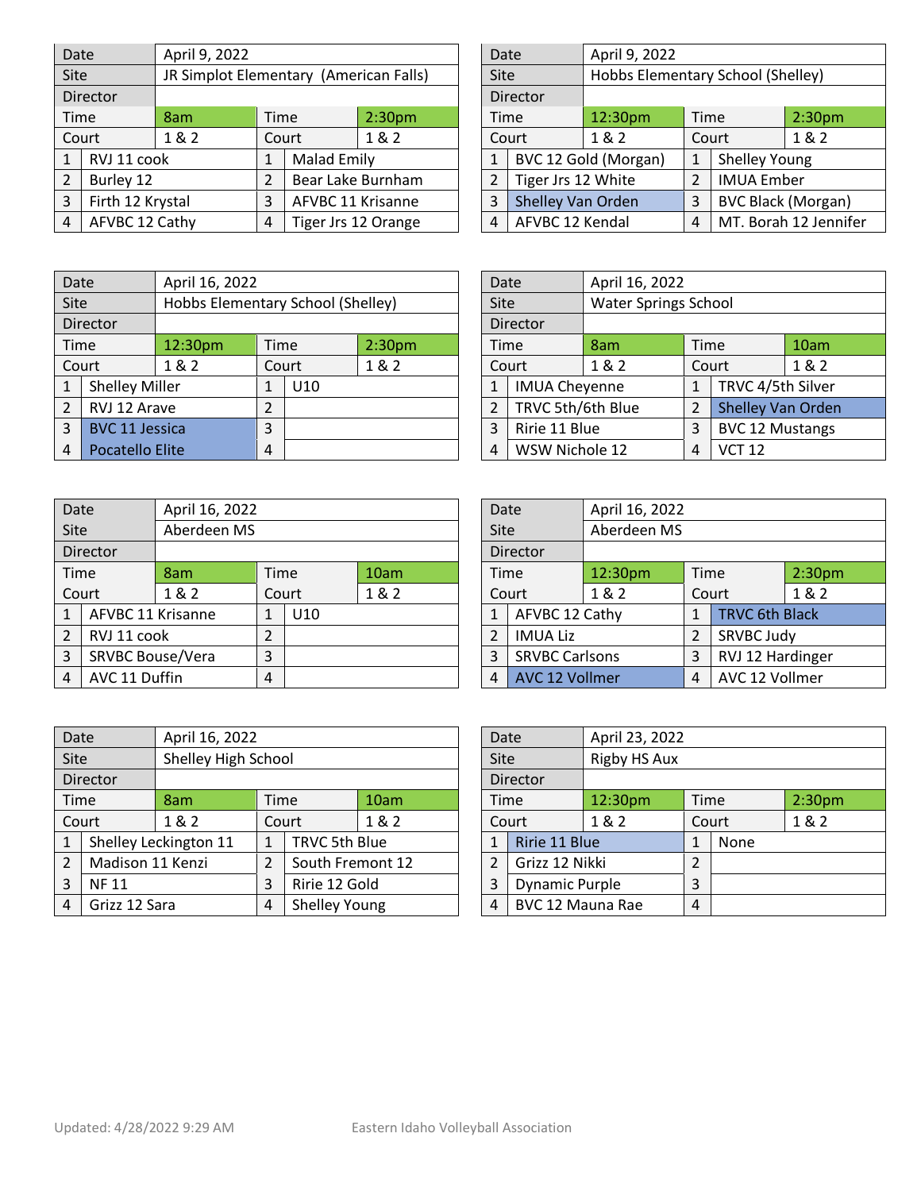| Date | April 9, 2022 | | |
|---|---|---|---|
| Site | JR Simplot Elementary (American Falls) | | |
| Director | | | |
| Time | 8am | Time | 2:30pm |
| Court | 1 & 2 | Court | 1 & 2 |
| 1 | RVJ 11 cook | 1 | Malad Emily |
| 2 | Burley 12 | 2 | Bear Lake Burnham |
| 3 | Firth 12 Krystal | 3 | AFVBC 11 Krisanne |
| 4 | AFVBC 12 Cathy | 4 | Tiger Jrs 12 Orange |

| Date | April 9, 2022 | | |
|---|---|---|---|
| Site | Hobbs Elementary School (Shelley) | | |
| Director | | | |
| Time | 12:30pm | Time | 2:30pm |
| Court | 1 & 2 | Court | 1 & 2 |
| 1 | BVC 12 Gold (Morgan) | 1 | Shelley Young |
| 2 | Tiger Jrs 12 White | 2 | IMUA Ember |
| 3 | Shelley Van Orden | 3 | BVC Black (Morgan) |
| 4 | AFVBC 12 Kendal | 4 | MT. Borah 12 Jennifer |

| Date | April 16, 2022 | | |
|---|---|---|---|
| Site | Hobbs Elementary School (Shelley) | | |
| Director | | | |
| Time | 12:30pm | Time | 2:30pm |
| Court | 1 & 2 | Court | 1 & 2 |
| 1 | Shelley Miller | 1 | U10 |
| 2 | RVJ 12 Arave | 2 | |
| 3 | BVC 11 Jessica | 3 | |
| 4 | Pocatello Elite | 4 | |

| Date | April 16, 2022 | | |
|---|---|---|---|
| Site | Water Springs School | | |
| Director | | | |
| Time | 8am | Time | 10am |
| Court | 1 & 2 | Court | 1 & 2 |
| 1 | IMUA Cheyenne | 1 | TRVC 4/5th Silver |
| 2 | TRVC 5th/6th Blue | 2 | Shelley Van Orden |
| 3 | Ririe 11 Blue | 3 | BVC 12 Mustangs |
| 4 | WSW Nichole 12 | 4 | VCT 12 |

| Date | April 16, 2022 | | |
|---|---|---|---|
| Site | Aberdeen MS | | |
| Director | | | |
| Time | 8am | Time | 10am |
| Court | 1 & 2 | Court | 1 & 2 |
| 1 | AFVBC 11 Krisanne | 1 | U10 |
| 2 | RVJ 11 cook | 2 | |
| 3 | SRVBC Bouse/Vera | 3 | |
| 4 | AVC 11 Duffin | 4 | |

| Date | April 16, 2022 | | |
|---|---|---|---|
| Site | Aberdeen MS | | |
| Director | | | |
| Time | 12:30pm | Time | 2:30pm |
| Court | 1 & 2 | Court | 1 & 2 |
| 1 | AFVBC 12 Cathy | 1 | TRVC 6th Black |
| 2 | IMUA Liz | 2 | SRVBC Judy |
| 3 | SRVBC Carlsons | 3 | RVJ 12 Hardinger |
| 4 | AVC 12 Vollmer | 4 | AVC 12 Vollmer |

| Date | April 16, 2022 | | |
|---|---|---|---|
| Site | Shelley High School | | |
| Director | | | |
| Time | 8am | Time | 10am |
| Court | 1 & 2 | Court | 1 & 2 |
| 1 | Shelley Leckington 11 | 1 | TRVC 5th Blue |
| 2 | Madison 11 Kenzi | 2 | South Fremont 12 |
| 3 | NF 11 | 3 | Ririe 12 Gold |
| 4 | Grizz 12 Sara | 4 | Shelley Young |

| Date | April 23, 2022 | | |
|---|---|---|---|
| Site | Rigby HS Aux | | |
| Director | | | |
| Time | 12:30pm | Time | 2:30pm |
| Court | 1 & 2 | Court | 1 & 2 |
| 1 | Ririe 11 Blue | 1 | None |
| 2 | Grizz 12 Nikki | 2 | |
| 3 | Dynamic Purple | 3 | |
| 4 | BVC 12 Mauna Rae | 4 | |

Updated: 4/28/2022 9:29 AM    Eastern Idaho Volleyball Association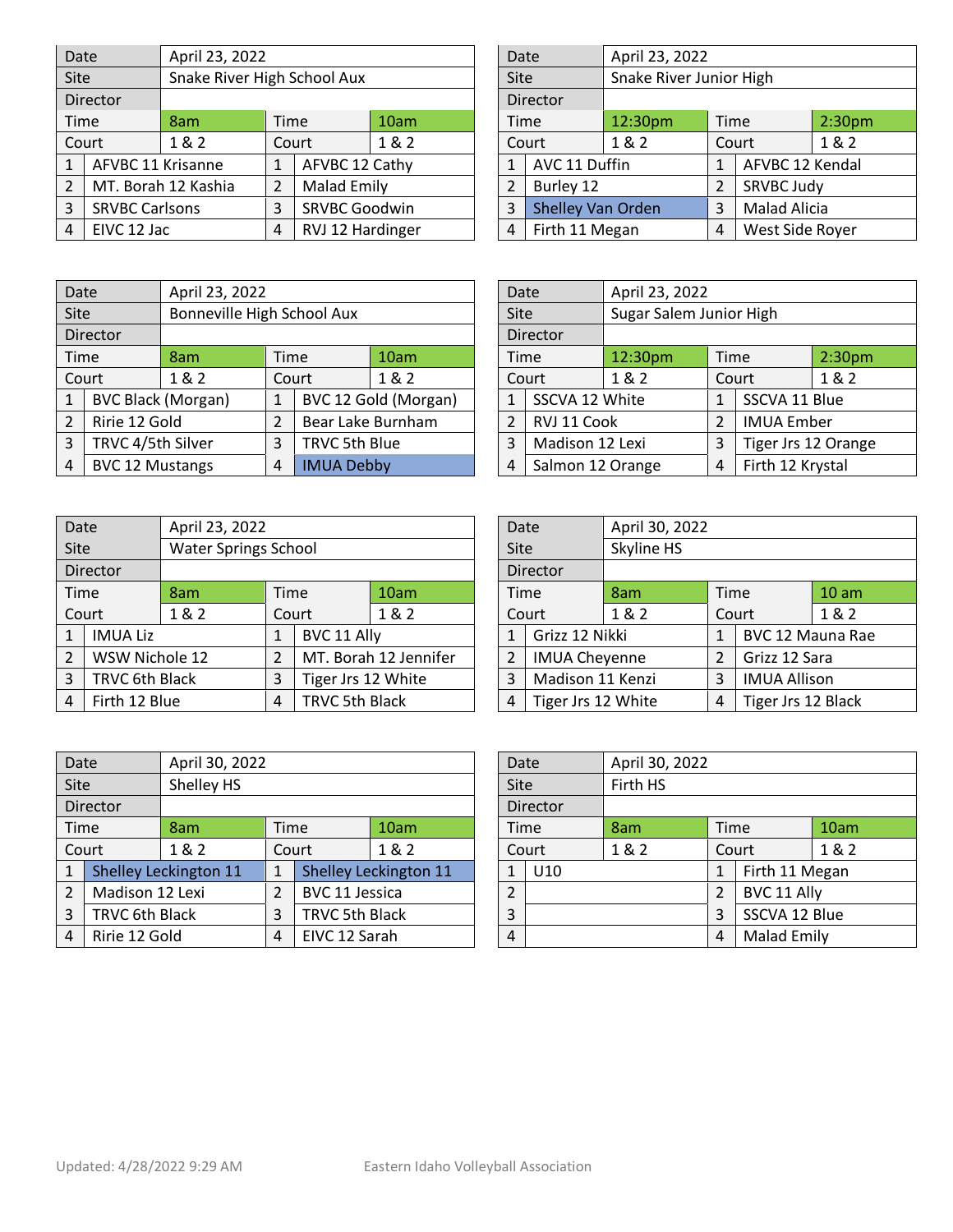| Date | April 23, 2022 | | |
|---|---|---|---|
| Site | Snake River High School Aux | | |
| Director | | | |
| Time | 8am | Time | 10am |
| Court | 1 & 2 | Court | 1 & 2 |
| 1 | AFVBC 11 Krisanne | 1 | AFVBC 12 Cathy |
| 2 | MT. Borah 12 Kashia | 2 | Malad Emily |
| 3 | SRVBC Carlsons | 3 | SRVBC Goodwin |
| 4 | EIVC 12 Jac | 4 | RVJ 12 Hardinger |

| Date | April 23, 2022 | | |
|---|---|---|---|
| Site | Snake River Junior High | | |
| Director | | | |
| Time | 12:30pm | Time | 2:30pm |
| Court | 1 & 2 | Court | 1 & 2 |
| 1 | AVC 11 Duffin | 1 | AFVBC 12 Kendal |
| 2 | Burley 12 | 2 | SRVBC Judy |
| 3 | Shelley Van Orden | 3 | Malad Alicia |
| 4 | Firth 11 Megan | 4 | West Side Royer |

| Date | April 23, 2022 | | |
|---|---|---|---|
| Site | Bonneville High School Aux | | |
| Director | | | |
| Time | 8am | Time | 10am |
| Court | 1 & 2 | Court | 1 & 2 |
| 1 | BVC Black (Morgan) | 1 | BVC 12 Gold (Morgan) |
| 2 | Ririe 12 Gold | 2 | Bear Lake Burnham |
| 3 | TRVC 4/5th Silver | 3 | TRVC 5th Blue |
| 4 | BVC 12 Mustangs | 4 | IMUA Debby |

| Date | April 23, 2022 | | |
|---|---|---|---|
| Site | Sugar Salem Junior High | | |
| Director | | | |
| Time | 12:30pm | Time | 2:30pm |
| Court | 1 & 2 | Court | 1 & 2 |
| 1 | SSCVA 12 White | 1 | SSCVA 11 Blue |
| 2 | RVJ 11 Cook | 2 | IMUA Ember |
| 3 | Madison 12 Lexi | 3 | Tiger Jrs 12 Orange |
| 4 | Salmon 12 Orange | 4 | Firth 12 Krystal |

| Date | April 23, 2022 | | |
|---|---|---|---|
| Site | Water Springs School | | |
| Director | | | |
| Time | 8am | Time | 10am |
| Court | 1 & 2 | Court | 1 & 2 |
| 1 | IMUA Liz | 1 | BVC 11 Ally |
| 2 | WSW Nichole 12 | 2 | MT. Borah 12 Jennifer |
| 3 | TRVC 6th Black | 3 | Tiger Jrs 12 White |
| 4 | Firth 12 Blue | 4 | TRVC 5th Black |

| Date | April 30, 2022 | | |
|---|---|---|---|
| Site | Skyline HS | | |
| Director | | | |
| Time | 8am | Time | 10 am |
| Court | 1 & 2 | Court | 1 & 2 |
| 1 | Grizz 12 Nikki | 1 | BVC 12 Mauna Rae |
| 2 | IMUA Cheyenne | 2 | Grizz 12 Sara |
| 3 | Madison 11 Kenzi | 3 | IMUA Allison |
| 4 | Tiger Jrs 12 White | 4 | Tiger Jrs 12 Black |

| Date | April 30, 2022 | | |
|---|---|---|---|
| Site | Shelley HS | | |
| Director | | | |
| Time | 8am | Time | 10am |
| Court | 1 & 2 | Court | 1 & 2 |
| 1 | Shelley Leckington 11 | 1 | Shelley Leckington 11 |
| 2 | Madison 12 Lexi | 2 | BVC 11 Jessica |
| 3 | TRVC 6th Black | 3 | TRVC 5th Black |
| 4 | Ririe 12 Gold | 4 | EIVC 12 Sarah |

| Date | April 30, 2022 | | |
|---|---|---|---|
| Site | Firth HS | | |
| Director | | | |
| Time | 8am | Time | 10am |
| Court | 1 & 2 | Court | 1 & 2 |
| 1 | U10 | 1 | Firth 11 Megan |
| 2 | | 2 | BVC 11 Ally |
| 3 | | 3 | SSCVA 12 Blue |
| 4 | | 4 | Malad Emily |

Updated: 4/28/2022 9:29 AM

Eastern Idaho Volleyball Association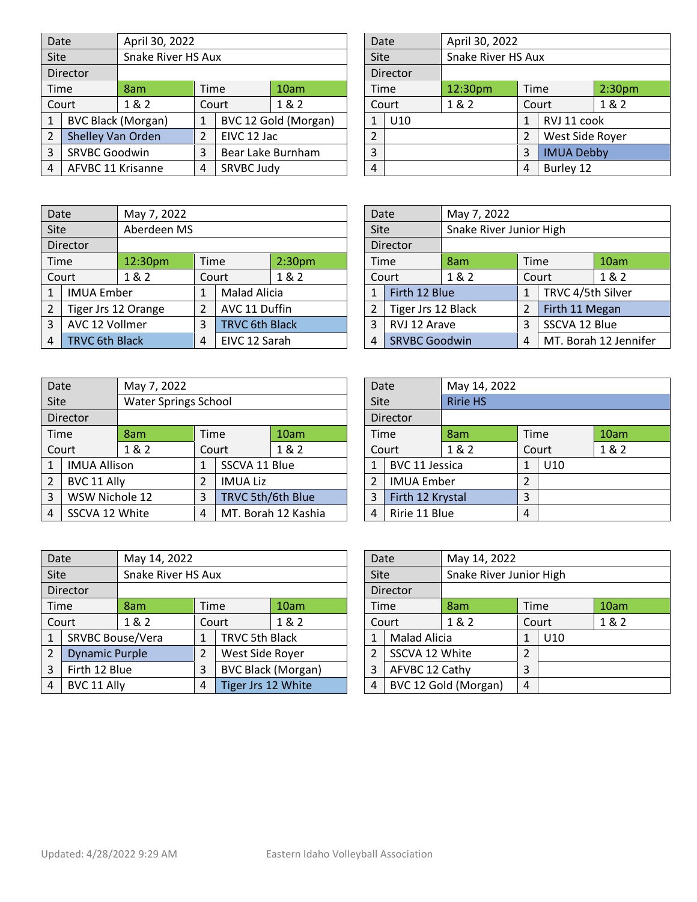| | | | |
|---|---|---|---|
| Date | April 30, 2022 | | |
| Site | Snake River HS Aux | | |
| Director | | | |
| Time | 8am | Time | 10am |
| Court | 1 & 2 | Court | 1 & 2 |
| 1 | BVC Black (Morgan) | 1 | BVC 12 Gold (Morgan) |
| 2 | Shelley Van Orden | 2 | EIVC 12 Jac |
| 3 | SRVBC Goodwin | 3 | Bear Lake Burnham |
| 4 | AFVBC 11 Krisanne | 4 | SRVBC Judy |

| | | | |
|---|---|---|---|
| Date | April 30, 2022 | | |
| Site | Snake River HS Aux | | |
| Director | | | |
| Time | 12:30pm | Time | 2:30pm |
| Court | 1 & 2 | Court | 1 & 2 |
| 1 | U10 | 1 | RVJ 11 cook |
| 2 | | 2 | West Side Royer |
| 3 | | 3 | IMUA Debby |
| 4 | | 4 | Burley 12 |

| | | | |
|---|---|---|---|
| Date | May 7, 2022 | | |
| Site | Aberdeen MS | | |
| Director | | | |
| Time | 12:30pm | Time | 2:30pm |
| Court | 1 & 2 | Court | 1 & 2 |
| 1 | IMUA Ember | 1 | Malad Alicia |
| 2 | Tiger Jrs 12 Orange | 2 | AVC 11 Duffin |
| 3 | AVC 12 Vollmer | 3 | TRVC 6th Black |
| 4 | TRVC 6th Black | 4 | EIVC 12 Sarah |

| | | | |
|---|---|---|---|
| Date | May 7, 2022 | | |
| Site | Snake River Junior High | | |
| Director | | | |
| Time | 8am | Time | 10am |
| Court | 1 & 2 | Court | 1 & 2 |
| 1 | Firth 12 Blue | 1 | TRVC 4/5th Silver |
| 2 | Tiger Jrs 12 Black | 2 | Firth 11 Megan |
| 3 | RVJ 12 Arave | 3 | SSCVA 12 Blue |
| 4 | SRVBC Goodwin | 4 | MT. Borah 12 Jennifer |

| | | | |
|---|---|---|---|
| Date | May 7, 2022 | | |
| Site | Water Springs School | | |
| Director | | | |
| Time | 8am | Time | 10am |
| Court | 1 & 2 | Court | 1 & 2 |
| 1 | IMUA Allison | 1 | SSCVA 11 Blue |
| 2 | BVC 11 Ally | 2 | IMUA Liz |
| 3 | WSW Nichole 12 | 3 | TRVC 5th/6th Blue |
| 4 | SSCVA 12 White | 4 | MT. Borah 12 Kashia |

| | | | |
|---|---|---|---|
| Date | May 14, 2022 | | |
| Site | Ririe HS | | |
| Director | | | |
| Time | 8am | Time | 10am |
| Court | 1 & 2 | Court | 1 & 2 |
| 1 | BVC 11 Jessica | 1 | U10 |
| 2 | IMUA Ember | 2 | |
| 3 | Firth 12 Krystal | 3 | |
| 4 | Ririe 11 Blue | 4 | |

| | | | |
|---|---|---|---|
| Date | May 14, 2022 | | |
| Site | Snake River HS Aux | | |
| Director | | | |
| Time | 8am | Time | 10am |
| Court | 1 & 2 | Court | 1 & 2 |
| 1 | SRVBC Bouse/Vera | 1 | TRVC 5th Black |
| 2 | Dynamic Purple | 2 | West Side Royer |
| 3 | Firth 12 Blue | 3 | BVC Black (Morgan) |
| 4 | BVC 11 Ally | 4 | Tiger Jrs 12 White |

| | | | |
|---|---|---|---|
| Date | May 14, 2022 | | |
| Site | Snake River Junior High | | |
| Director | | | |
| Time | 8am | Time | 10am |
| Court | 1 & 2 | Court | 1 & 2 |
| 1 | Malad Alicia | 1 | U10 |
| 2 | SSCVA 12 White | 2 | |
| 3 | AFVBC 12 Cathy | 3 | |
| 4 | BVC 12 Gold (Morgan) | 4 | |

Updated: 4/28/2022 9:29 AM

Eastern Idaho Volleyball Association